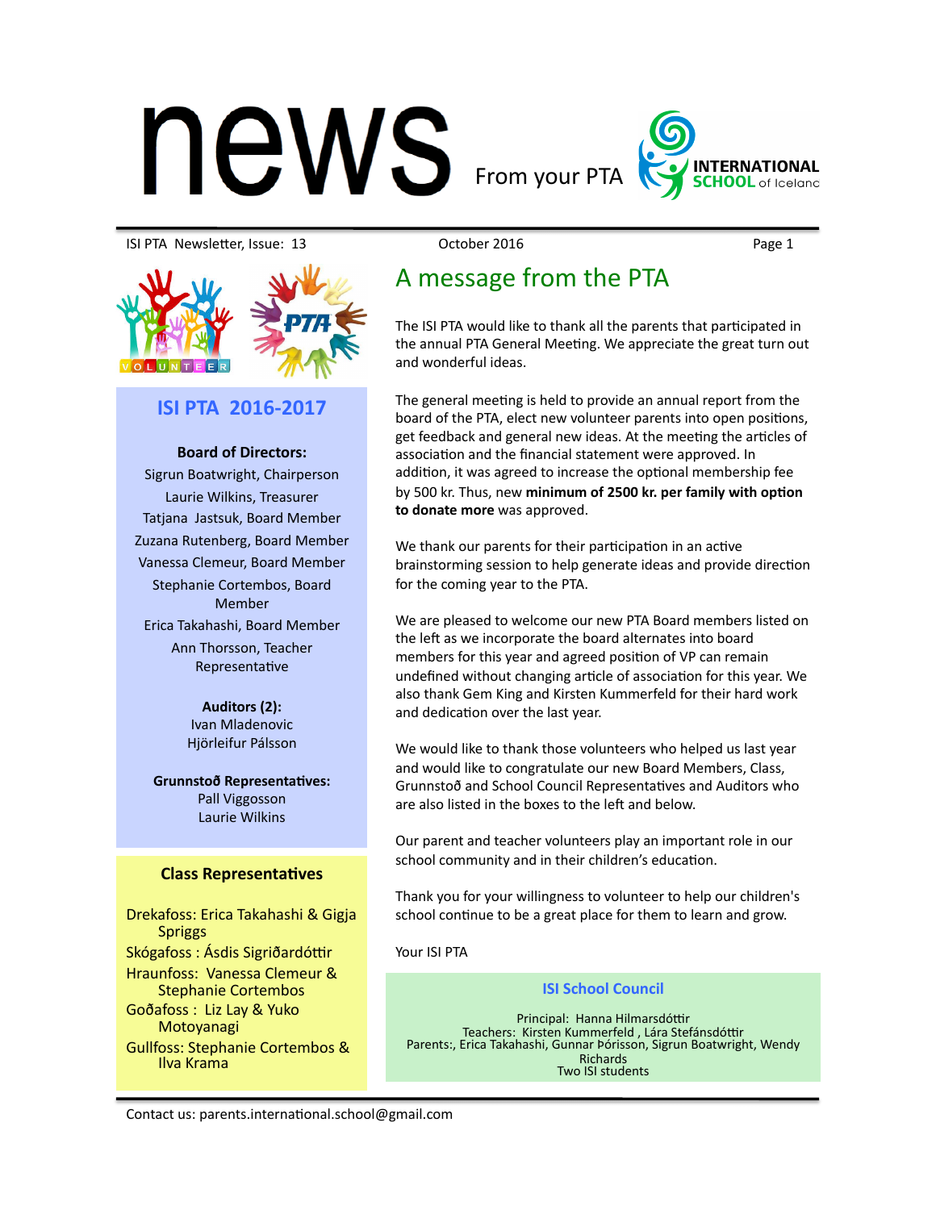# news

From your PTA

INTERNATIONAL SCHOOL of Iceland

ISI PTA Newsletter, Issue: 13 — October 2016

## A message from the PTA

The ISI PTA would like to thank all the parents that participated in the annual PTA General Meeting. We appreciate the great turn out and wonderful ideas.

The general meeting is held to provide an annual report from the board of the PTA, elect new volunteer parents into open positions, get feedback and general new ideas. At the meeting the articles of association and the financial statement were approved. In addition, it was agreed to increase the optional membership fee by 500 kr. Thus, new **minimum of 2500 kr. per family with option to donate more** was approved.

We thank our parents for their participation in an active brainstorming session to help generate ideas and provide direction for the coming year to the PTA.

We are pleased to welcome our new PTA Board members listed on the left as we incorporate the board alternates into board members for this year and agreed position of VP can remain undefined without changing article of association for this year. We also thank Gem King and Kirsten Kummerfeld for their hard work and dedication over the last year.

We would like to thank those volunteers who helped us last year and would like to congratulate our new Board Members, Class, Grunnstoð and School Council Representatives and Auditors who are also listed in the boxes to the left and below.

Our parent and teacher volunteers play an important role in our school community and in their children's education.

Thank you for your willingness to volunteer to help our children's school continue to be a great place for them to learn and grow.

Your ISI PTA

## ISI PTA 2016-2017

**Board of Directors:**
Sigrun Boatwright, Chairperson
Laurie Wilkins, Treasurer
Tatjana Jastsuk, Board Member
Zuzana Rutenberg, Board Member
Vanessa Clemeur, Board Member
Stephanie Cortembos, Board Member
Erica Takahashi, Board Member
Ann Thorsson, Teacher Representative

**Auditors (2):**
Ivan Mladenovic
Hjörleifur Pálsson

**Grunnstoð Representatives:**
Pall Viggosson
Laurie Wilkins

### Class Representatives

Drekafoss: Erica Takahashi & Gigja Spriggs
Skógafoss : Ásdis Sigriðardóttir
Hraunfoss: Vanessa Clemeur & Stephanie Cortembos
Goðafoss : Liz Lay & Yuko Motoyanagi
Gullfoss: Stephanie Cortembos & Ilva Krama

### ISI School Council

Principal: Hanna Hilmarsdóttir
Teachers: Kirsten Kummerfeld , Lára Stefánsdóttir
Parents:, Erica Takahashi, Gunnar Þórisson, Sigrun Boatwright, Wendy Richards
Two ISI students

Contact us: parents.international.school@gmail.com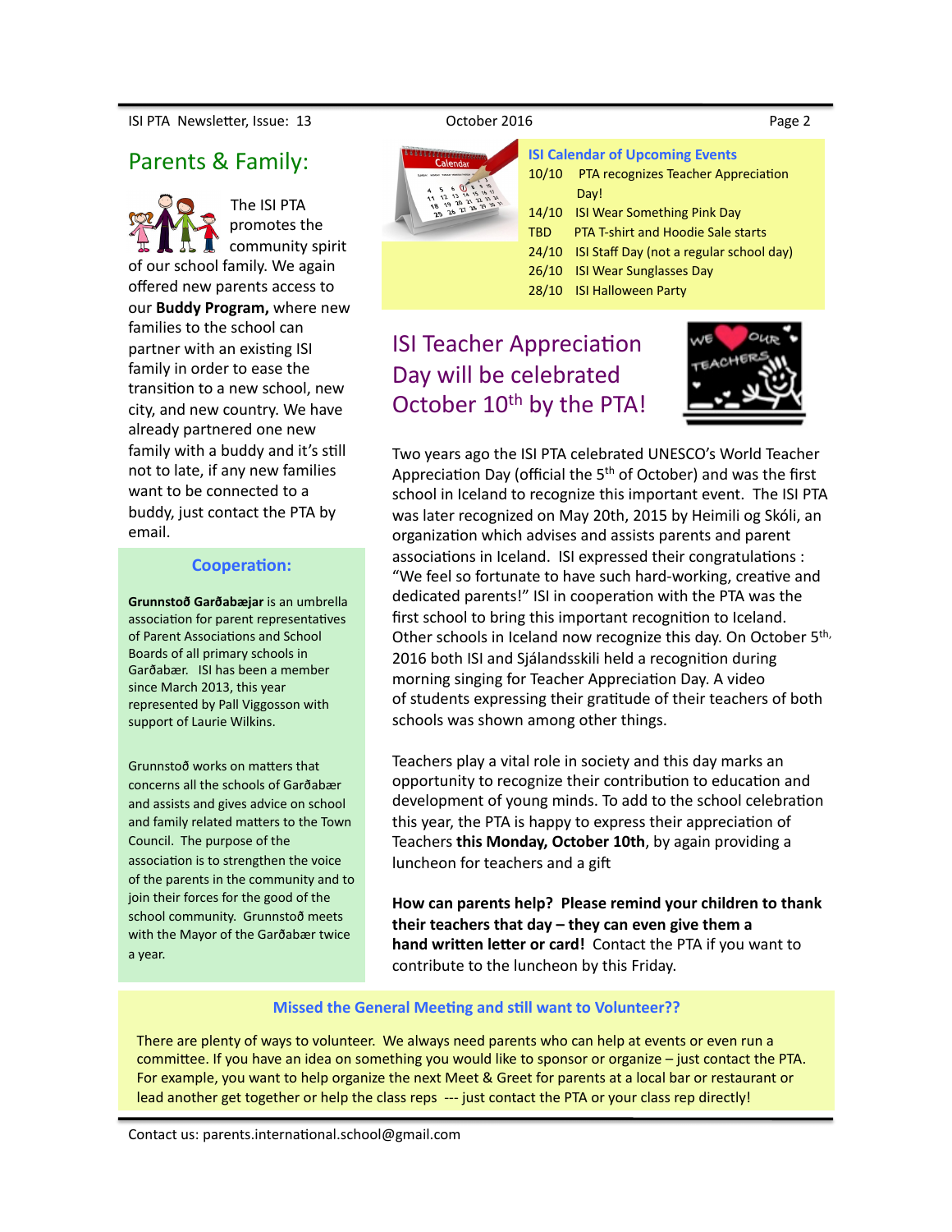## Parents & Family:

The ISI PTA promotes the community spirit of our school family. We again offered new parents access to our **Buddy Program,** where new families to the school can partner with an existing ISI family in order to ease the transition to a new school, new city, and new country. We have already partnered one new family with a buddy and it's still not to late, if any new families want to be connected to a buddy, just contact the PTA by email.

### Cooperation:

**Grunnstoð Garðabæjar** is an umbrella association for parent representatives of Parent Associations and School Boards of all primary schools in Garðabær. ISI has been a member since March 2013, this year represented by Pall Viggosson with support of Laurie Wilkins.

Grunnstoð works on matters that concerns all the schools of Garðabær and assists and gives advice on school and family related matters to the Town Council. The purpose of the association is to strengthen the voice of the parents in the community and to join their forces for the good of the school community. Grunnstoð meets with the Mayor of the Garðabær twice a year.

### ISI Calendar of Upcoming Events

| | |
|---|---|
| 10/10 | PTA recognizes Teacher Appreciation Day! |
| 14/10 | ISI Wear Something Pink Day |
| TBD | PTA T-shirt and Hoodie Sale starts |
| 24/10 | ISI Staff Day (not a regular school day) |
| 26/10 | ISI Wear Sunglasses Day |
| 28/10 | ISI Halloween Party |

## ISI Teacher Appreciation Day will be celebrated October 10th by the PTA!

Two years ago the ISI PTA celebrated UNESCO's World Teacher Appreciation Day (official the 5th of October) and was the first school in Iceland to recognize this important event. The ISI PTA was later recognized on May 20th, 2015 by Heimili og Skóli, an organization which advises and assists parents and parent associations in Iceland. ISI expressed their congratulations : "We feel so fortunate to have such hard-working, creative and dedicated parents!" ISI in cooperation with the PTA was the first school to bring this important recognition to Iceland. Other schools in Iceland now recognize this day. On October 5th, 2016 both ISI and Sjálandsskili held a recognition during morning singing for Teacher Appreciation Day. A video of students expressing their gratitude of their teachers of both schools was shown among other things.

Teachers play a vital role in society and this day marks an opportunity to recognize their contribution to education and development of young minds. To add to the school celebration this year, the PTA is happy to express their appreciation of Teachers **this Monday, October 10th**, by again providing a luncheon for teachers and a gift

**How can parents help? Please remind your children to thank their teachers that day – they can even give them a hand written letter or card!** Contact the PTA if you want to contribute to the luncheon by this Friday.

### Missed the General Meeting and still want to Volunteer??

There are plenty of ways to volunteer. We always need parents who can help at events or even run a committee. If you have an idea on something you would like to sponsor or organize – just contact the PTA. For example, you want to help organize the next Meet & Greet for parents at a local bar or restaurant or lead another get together or help the class reps --- just contact the PTA or your class rep directly!

Contact us: parents.international.school@gmail.com